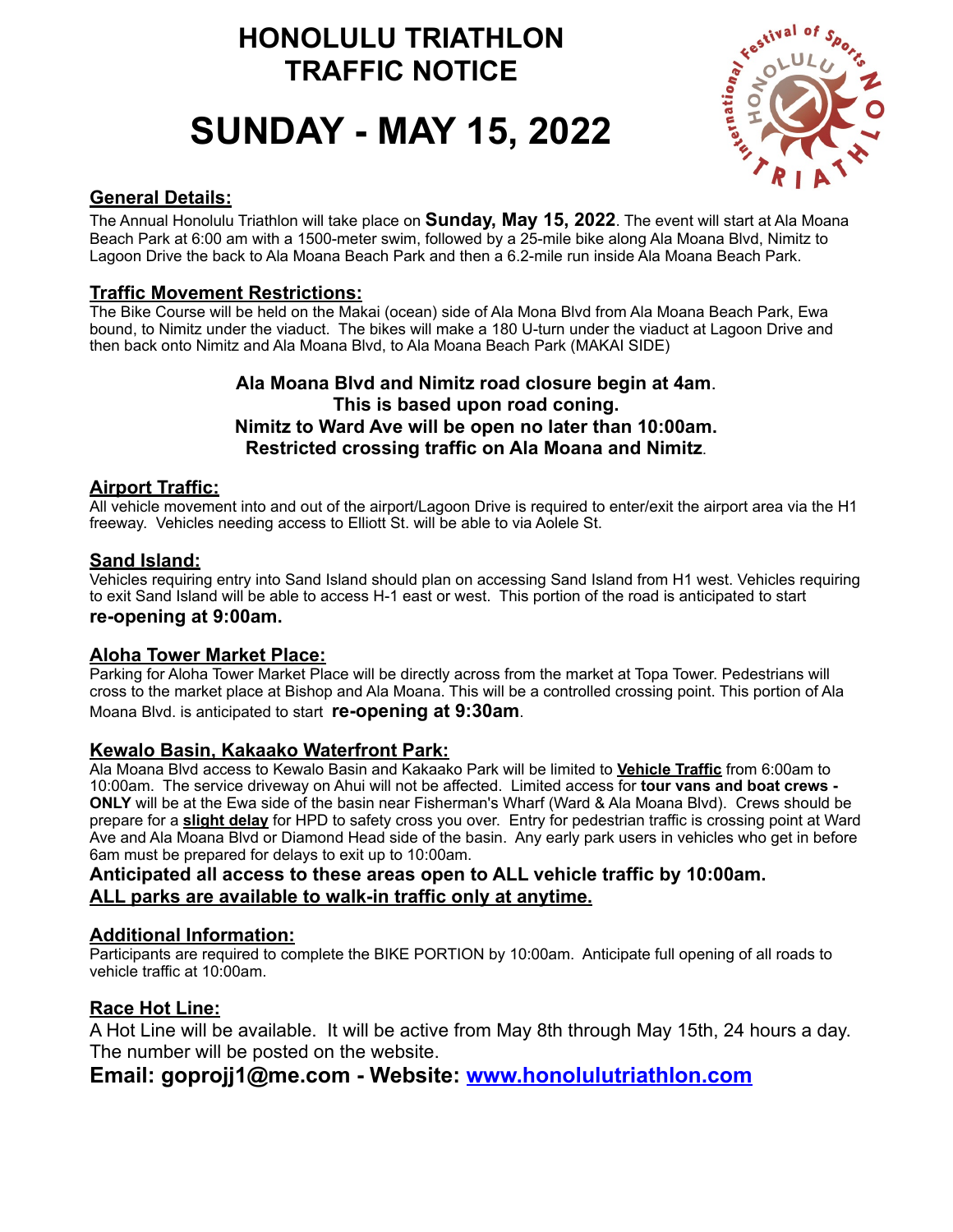# HONOLULU TRIATHLON TRAFFIC NOTICE

# SUNDAY - MAY 15, 2022

## General Details:

The Annual Honolulu Triathlon will take place on **Sunday, May 15, 2022**. The event will start at Ala Moana Beach Park at 6:00 am with a 1500-meter swim, followed by a 25-mile bike along Ala Moana Blvd, Nimitz to Lagoon Drive the back to Ala Moana Beach Park and then a 6.2-mile run inside Ala Moana Beach Park.

## Traffic Movement Restrictions:

The Bike Course will be held on the Makai (ocean) side of Ala Mona Blvd from Ala Moana Beach Park, Ewa bound, to Nimitz under the viaduct. The bikes will make a 180 U-turn under the viaduct at Lagoon Drive and then back onto Nimitz and Ala Moana Blvd, to Ala Moana Beach Park (MAKAI SIDE)

**Ala Moana Blvd and Nimitz road closure begin at 4am.**
**This is based upon road coning.**
**Nimitz to Ward Ave will be open no later than 10:00am.**
**Restricted crossing traffic on Ala Moana and Nimitz.**

## Airport Traffic:

All vehicle movement into and out of the airport/Lagoon Drive is required to enter/exit the airport area via the H1 freeway. Vehicles needing access to Elliott St. will be able to via Aolele St.

## Sand Island:

Vehicles requiring entry into Sand Island should plan on accessing Sand Island from H1 west. Vehicles requiring to exit Sand Island will be able to access H-1 east or west. This portion of the road is anticipated to start **re-opening at 9:00am.**

## Aloha Tower Market Place:

Parking for Aloha Tower Market Place will be directly across from the market at Topa Tower. Pedestrians will cross to the market place at Bishop and Ala Moana. This will be a controlled crossing point. This portion of Ala Moana Blvd. is anticipated to start **re-opening at 9:30am**.

## Kewalo Basin, Kakaako Waterfront Park:

Ala Moana Blvd access to Kewalo Basin and Kakaako Park will be limited to **Vehicle Traffic** from 6:00am to 10:00am. The service driveway on Ahui will not be affected. Limited access for **tour vans and boat crews - ONLY** will be at the Ewa side of the basin near Fisherman's Wharf (Ward & Ala Moana Blvd). Crews should be prepare for a **slight delay** for HPD to safety cross you over. Entry for pedestrian traffic is crossing point at Ward Ave and Ala Moana Blvd or Diamond Head side of the basin. Any early park users in vehicles who get in before 6am must be prepared for delays to exit up to 10:00am.

**Anticipated all access to these areas open to ALL vehicle traffic by 10:00am.**
**ALL parks are available to walk-in traffic only at anytime.**

## Additional Information:

Participants are required to complete the BIKE PORTION by 10:00am. Anticipate full opening of all roads to vehicle traffic at 10:00am.

## Race Hot Line:

A Hot Line will be available. It will be active from May 8th through May 15th, 24 hours a day. The number will be posted on the website.

**Email: goprojj1@me.com - Website: www.honolulutriathlon.com**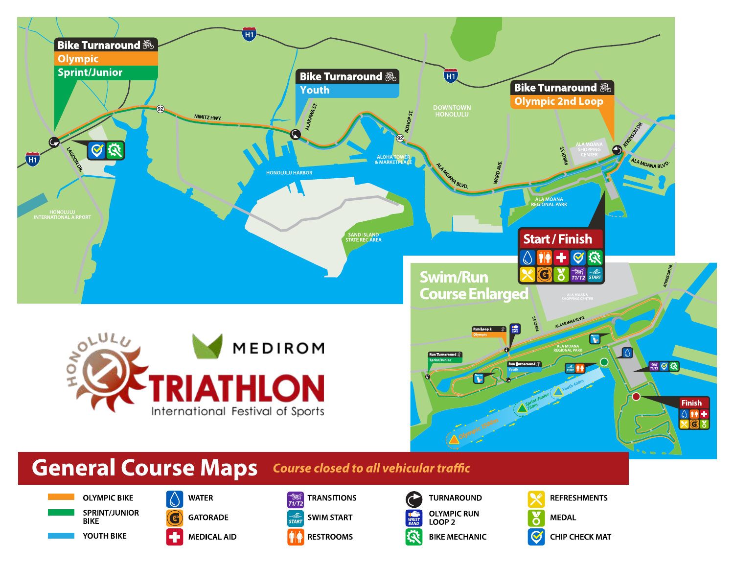Bike Turnaround
Olympic
Sprint/Junior

Bike Turnaround
Youth

Bike Turnaround
Olympic 2nd Loop

NIMITZ HWY.

ALAKAWA ST.

BISHOP ST.

DOWNTOWN HONOLULU

H1

92

LAGOON DR.

HONOLULU INTERNATIONAL AIRPORT

HONOLULU HARBOR

ALOHA TOWER & MARKETPLACE

ALA MOANA BLVD.

WARD AVE.

PIIKOI ST.

ALA MOANA SHOPPING CENTER

ATKINSON DR.

ALA MOANA REGIONAL PARK

SAND ISLAND STATE REC AREA

Start / Finish

Swim/Run Course Enlarged

Run Loop 2 Olympic

Run Turnaround Sprint/Junior

Run Turnaround Youth

Olympic 1500m

Sprint/Junior 750m

Youth 400m

Finish

HONOLULU TRIATHLON International Festival of Sports

MEDIROM

# General Course Maps

*Course closed to all vehicular traffic*

- OLYMPIC BIKE
- SPRINT/JUNIOR BIKE
- YOUTH BIKE
- WATER
- GATORADE
- MEDICAL AID
- TRANSITIONS
- SWIM START
- RESTROOMS
- TURNAROUND
- OLYMPIC RUN LOOP 2
- BIKE MECHANIC
- REFRESHMENTS
- MEDAL
- CHIP CHECK MAT